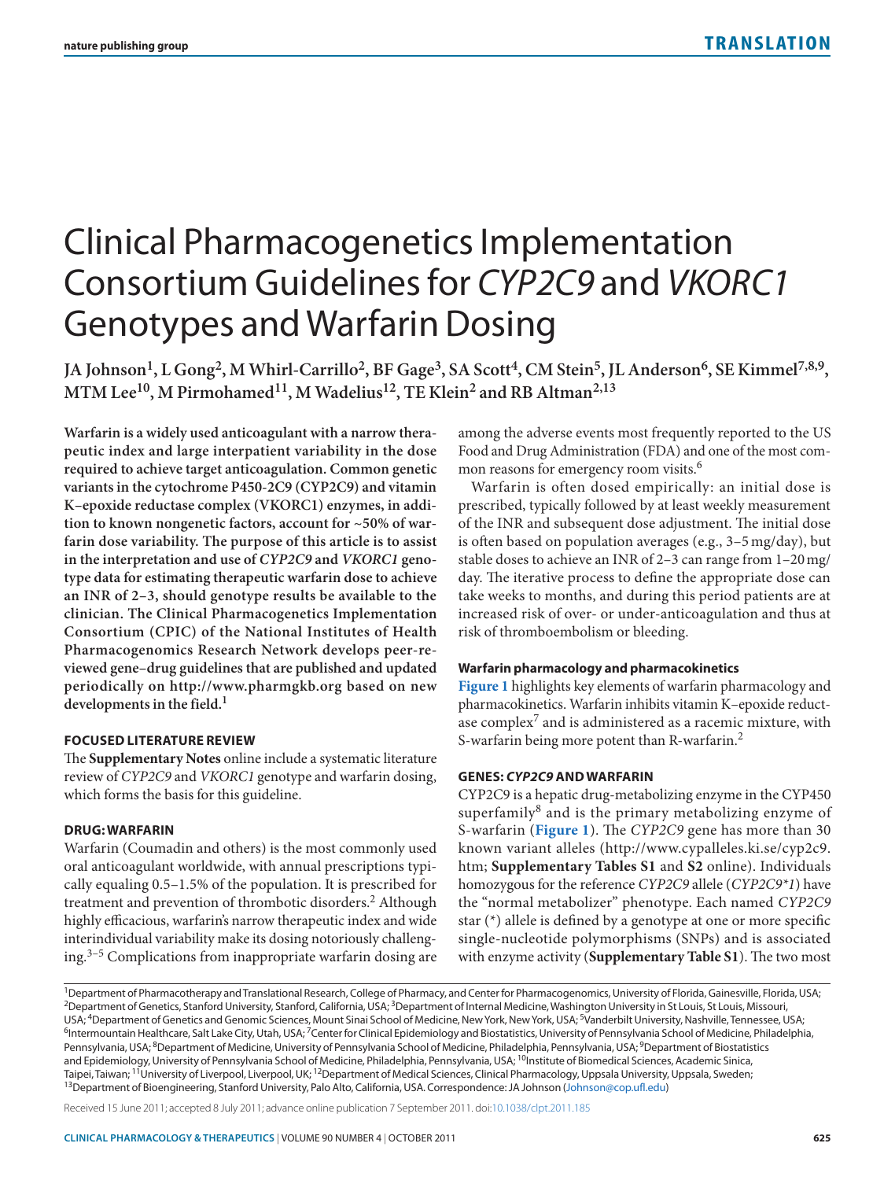# Clinical Pharmacogenetics Implementation Consortium Guidelines for *CYP2C9* and *VKORC1* Genotypes and Warfarin Dosing

**JA Johnson[1], L Gong[2], M Whirl-Carrillo[2], BF Gage[3], SA Scott[4], CM Stein[5], JL Anderson[6], SE Kimmel[7,8,9], MTM Lee[10], M Pirmohamed[11], M Wadelius[12], TE Klein[2] and RB Altman[2,13]**

**Warfarin is a widely used anticoagulant with a narrow therapeutic index and large interpatient variability in the dose required to achieve target anticoagulation. Common genetic variants in the cytochrome P450-2C9 (CYP2C9) and vitamin K–epoxide reductase complex (VKORC1) enzymes, in addition to known nongenetic factors, account for ~50% of warfarin dose variability. The purpose of this article is to assist in the interpretation and use of *CYP2C9* and *VKORC1* genotype data for estimating therapeutic warfarin dose to achieve an INR of 2–3, should genotype results be available to the clinician. The Clinical Pharmacogenetics Implementation Consortium (CPIC) of the National Institutes of Health Pharmacogenomics Research Network develops peer-reviewed gene–drug guidelines that are published and updated periodically on http://www.pharmgkb.org based on new developments in the field.[1]**

## FOCUSED LITERATURE REVIEW

The **Supplementary Notes** online include a systematic literature review of *CYP2C9* and *VKORC1* genotype and warfarin dosing, which forms the basis for this guideline.

## DRUG: WARFARIN

Warfarin (Coumadin and others) is the most commonly used oral anticoagulant worldwide, with annual prescriptions typically equaling 0.5–1.5% of the population. It is prescribed for treatment and prevention of thrombotic disorders.[2] Although highly efficacious, warfarin's narrow therapeutic index and wide interindividual variability make its dosing notoriously challenging.[3–5] Complications from inappropriate warfarin dosing are among the adverse events most frequently reported to the US Food and Drug Administration (FDA) and one of the most common reasons for emergency room visits.[6]

Warfarin is often dosed empirically: an initial dose is prescribed, typically followed by at least weekly measurement of the INR and subsequent dose adjustment. The initial dose is often based on population averages (e.g., 3–5 mg/day), but stable doses to achieve an INR of 2–3 can range from 1–20 mg/day. The iterative process to define the appropriate dose can take weeks to months, and during this period patients are at increased risk of over- or under-anticoagulation and thus at risk of thromboembolism or bleeding.

### Warfarin pharmacology and pharmacokinetics

**Figure 1** highlights key elements of warfarin pharmacology and pharmacokinetics. Warfarin inhibits vitamin K–epoxide reductase complex[7] and is administered as a racemic mixture, with S-warfarin being more potent than R-warfarin.[2]

## GENES: *CYP2C9* AND WARFARIN

CYP2C9 is a hepatic drug-metabolizing enzyme in the CYP450 superfamily[8] and is the primary metabolizing enzyme of S-warfarin (**Figure 1**). The *CYP2C9* gene has more than 30 known variant alleles (http://www.cypalleles.ki.se/cyp2c9.htm; **Supplementary Tables S1** and **S2** online). Individuals homozygous for the reference *CYP2C9* allele (*CYP2C9*1*) have the "normal metabolizer" phenotype. Each named *CYP2C9* star (*) allele is defined by a genotype at one or more specific single-nucleotide polymorphisms (SNPs) and is associated with enzyme activity (**Supplementary Table S1**). The two most

[1]Department of Pharmacotherapy and Translational Research, College of Pharmacy, and Center for Pharmacogenomics, University of Florida, Gainesville, Florida, USA; [2]Department of Genetics, Stanford University, Stanford, California, USA; [3]Department of Internal Medicine, Washington University in St Louis, St Louis, Missouri, USA; [4]Department of Genetics and Genomic Sciences, Mount Sinai School of Medicine, New York, New York, USA; [5]Vanderbilt University, Nashville, Tennessee, USA; [6]Intermountain Healthcare, Salt Lake City, Utah, USA; [7]Center for Clinical Epidemiology and Biostatistics, University of Pennsylvania School of Medicine, Philadelphia, Pennsylvania, USA; [8]Department of Medicine, University of Pennsylvania School of Medicine, Philadelphia, Pennsylvania, USA; [9]Department of Biostatistics and Epidemiology, University of Pennsylvania School of Medicine, Philadelphia, Pennsylvania, USA; [10]Institute of Biomedical Sciences, Academic Sinica, Taipei, Taiwan; [11]University of Liverpool, Liverpool, UK; [12]Department of Medical Sciences, Clinical Pharmacology, Uppsala University, Uppsala, Sweden; [13]Department of Bioengineering, Stanford University, Palo Alto, California, USA. Correspondence: JA Johnson (Johnson@cop.ufl.edu)

Received 15 June 2011; accepted 8 July 2011; advance online publication 7 September 2011. doi:10.1038/clpt.2011.185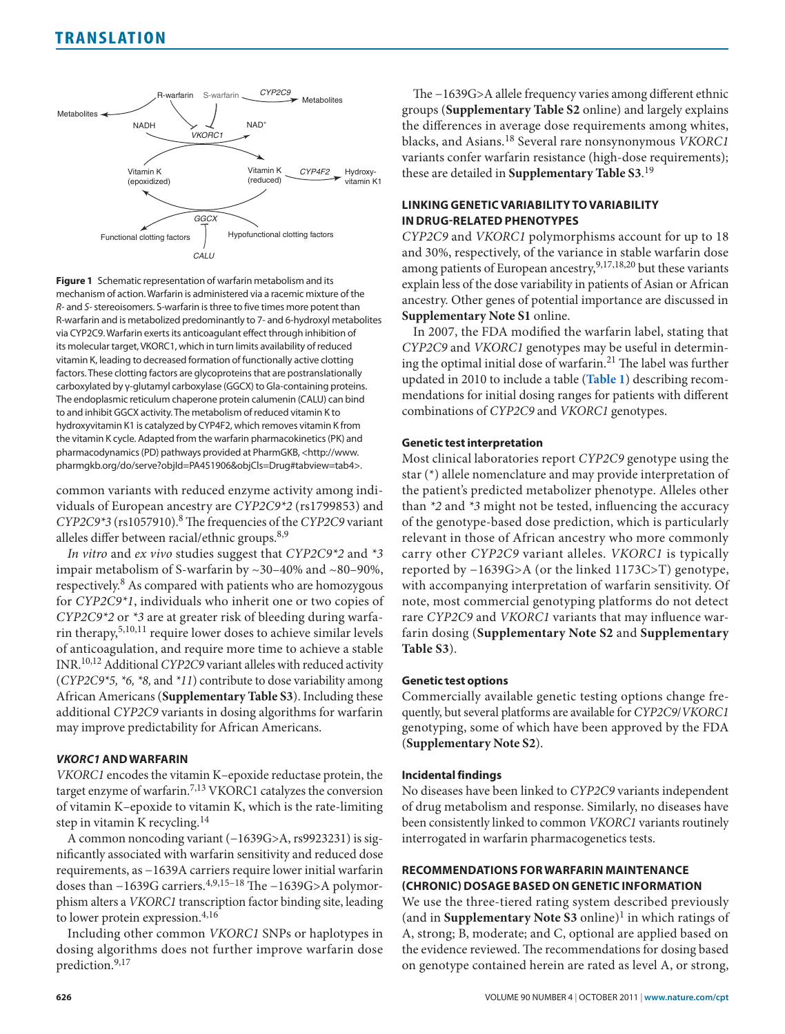Figure 1 Schematic representation of warfarin metabolism and its mechanism of action. Warfarin is administered via a racemic mixture of the *R*- and *S*- stereoisomers. S-warfarin is three to five times more potent than R-warfarin and is metabolized predominantly to 7- and 6-hydroxyl metabolites via CYP2C9. Warfarin exerts its anticoagulant effect through inhibition of its molecular target, VKORC1, which in turn limits availability of reduced vitamin K, leading to decreased formation of functionally active clotting factors. These clotting factors are glycoproteins that are postranslationally carboxylated by γ-glutamyl carboxylase (GGCX) to Gla-containing proteins. The endoplasmic reticulum chaperone protein calumenin (CALU) can bind to and inhibit GGCX activity. The metabolism of reduced vitamin K to hydroxyvitamin K1 is catalyzed by CYP4F2, which removes vitamin K from the vitamin K cycle. Adapted from the warfarin pharmacokinetics (PK) and pharmacodynamics (PD) pathways provided at PharmGKB, <http://www.pharmgkb.org/do/serve?objId=PA451906&objCls=Drug#tabview=tab4>.

common variants with reduced enzyme activity among individuals of European ancestry are *CYP2C9\*2* (rs1799853) and *CYP2C9\*3* (rs1057910).[8] The frequencies of the *CYP2C9* variant alleles differ between racial/ethnic groups.[8,9]

*In vitro* and *ex vivo* studies suggest that *CYP2C9\*2* and *\*3* impair metabolism of S-warfarin by ~30–40% and ~80–90%, respectively.[8] As compared with patients who are homozygous for *CYP2C9\*1*, individuals who inherit one or two copies of *CYP2C9\*2* or *\*3* are at greater risk of bleeding during warfarin therapy,[5,10,11] require lower doses to achieve similar levels of anticoagulation, and require more time to achieve a stable INR.[10,12] Additional *CYP2C9* variant alleles with reduced activity (*CYP2C9\*5, \*6, \*8,* and *\*11*) contribute to dose variability among African Americans (**Supplementary Table S3**). Including these additional *CYP2C9* variants in dosing algorithms for warfarin may improve predictability for African Americans.

## *VKORC1* AND WARFARIN

*VKORC1* encodes the vitamin K–epoxide reductase protein, the target enzyme of warfarin.[7,13] VKORC1 catalyzes the conversion of vitamin K–epoxide to vitamin K, which is the rate-limiting step in vitamin K recycling.[14]

A common noncoding variant (−1639G>A, rs9923231) is significantly associated with warfarin sensitivity and reduced dose requirements, as −1639A carriers require lower initial warfarin doses than −1639G carriers.[4,9,15–18] The −1639G>A polymorphism alters a *VKORC1* transcription factor binding site, leading to lower protein expression.[4,16]

Including other common *VKORC1* SNPs or haplotypes in dosing algorithms does not further improve warfarin dose prediction.[9,17]

The −1639G>A allele frequency varies among different ethnic groups (**Supplementary Table S2** online) and largely explains the differences in average dose requirements among whites, blacks, and Asians.[18] Several rare nonsynonymous *VKORC1* variants confer warfarin resistance (high-dose requirements); these are detailed in **Supplementary Table S3**.[19]

## LINKING GENETIC VARIABILITY TO VARIABILITY IN DRUG-RELATED PHENOTYPES

*CYP2C9* and *VKORC1* polymorphisms account for up to 18 and 30%, respectively, of the variance in stable warfarin dose among patients of European ancestry,[9,17,18,20] but these variants explain less of the dose variability in patients of Asian or African ancestry. Other genes of potential importance are discussed in **Supplementary Note S1** online.

In 2007, the FDA modified the warfarin label, stating that *CYP2C9* and *VKORC1* genotypes may be useful in determining the optimal initial dose of warfarin.[21] The label was further updated in 2010 to include a table (**Table 1**) describing recommendations for initial dosing ranges for patients with different combinations of *CYP2C9* and *VKORC1* genotypes.

### Genetic test interpretation

Most clinical laboratories report *CYP2C9* genotype using the star (*) allele nomenclature and may provide interpretation of the patient's predicted metabolizer phenotype. Alleles other than *\*2* and *\*3* might not be tested, influencing the accuracy of the genotype-based dose prediction, which is particularly relevant in those of African ancestry who more commonly carry other *CYP2C9* variant alleles. *VKORC1* is typically reported by −1639G>A (or the linked 1173C>T) genotype, with accompanying interpretation of warfarin sensitivity. Of note, most commercial genotyping platforms do not detect rare *CYP2C9* and *VKORC1* variants that may influence warfarin dosing (**Supplementary Note S2** and **Supplementary Table S3**).

### Genetic test options

Commercially available genetic testing options change frequently, but several platforms are available for *CYP2C9*/*VKORC1* genotyping, some of which have been approved by the FDA (**Supplementary Note S2**).

### Incidental findings

No diseases have been linked to *CYP2C9* variants independent of drug metabolism and response. Similarly, no diseases have been consistently linked to common *VKORC1* variants routinely interrogated in warfarin pharmacogenetics tests.

## RECOMMENDATIONS FOR WARFARIN MAINTENANCE (CHRONIC) DOSAGE BASED ON GENETIC INFORMATION

We use the three-tiered rating system described previously (and in **Supplementary Note S3** online)[1] in which ratings of A, strong; B, moderate; and C, optional are applied based on the evidence reviewed. The recommendations for dosing based on genotype contained herein are rated as level A, or strong,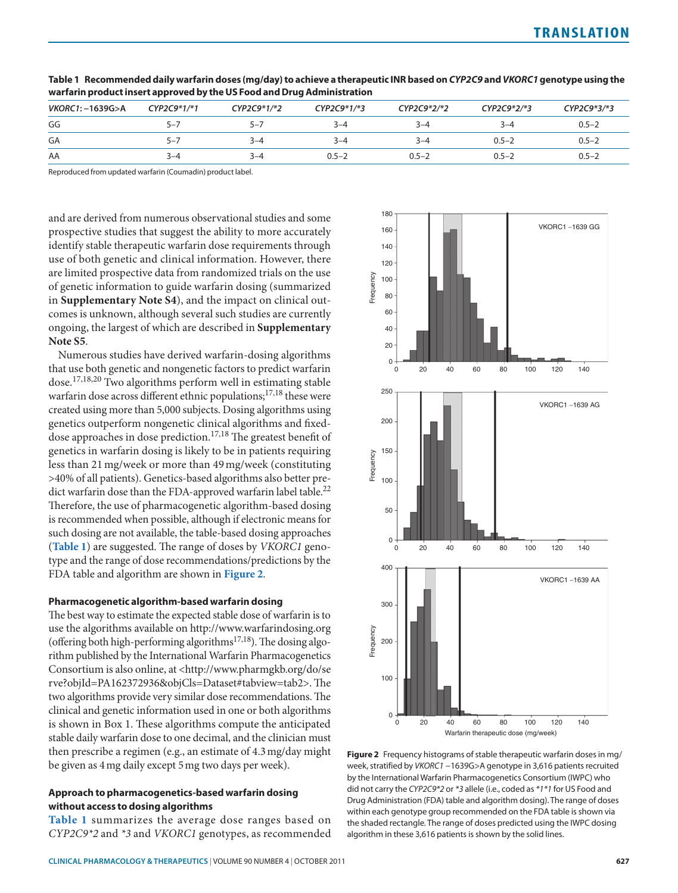**Table 1 Recommended daily warfarin doses (mg/day) to achieve a therapeutic INR based on *CYP2C9* and *VKORC1* genotype using the warfarin product insert approved by the US Food and Drug Administration**

| *VKORC1*: −1639G>A | *CYP2C9*1/*1* | *CYP2C9*1/*2* | *CYP2C9*1/*3* | *CYP2C9*2/*2* | *CYP2C9*2/*3* | *CYP2C9*3/*3* |
|---|---|---|---|---|---|---|
| GG | 5–7 | 5–7 | 3–4 | 3–4 | 3–4 | 0.5–2 |
| GA | 5–7 | 3–4 | 3–4 | 3–4 | 0.5–2 | 0.5–2 |
| AA | 3–4 | 3–4 | 0.5–2 | 0.5–2 | 0.5–2 | 0.5–2 |

Reproduced from updated warfarin (Coumadin) product label.

and are derived from numerous observational studies and some prospective studies that suggest the ability to more accurately identify stable therapeutic warfarin dose requirements through use of both genetic and clinical information. However, there are limited prospective data from randomized trials on the use of genetic information to guide warfarin dosing (summarized in **Supplementary Note S4**), and the impact on clinical outcomes is unknown, although several such studies are currently ongoing, the largest of which are described in **Supplementary Note S5**.

Numerous studies have derived warfarin-dosing algorithms that use both genetic and nongenetic factors to predict warfarin dose.[17,18,20] Two algorithms perform well in estimating stable warfarin dose across different ethnic populations;[17,18] these were created using more than 5,000 subjects. Dosing algorithms using genetics outperform nongenetic clinical algorithms and fixed-dose approaches in dose prediction.[17,18] The greatest benefit of genetics in warfarin dosing is likely to be in patients requiring less than 21 mg/week or more than 49 mg/week (constituting >40% of all patients). Genetics-based algorithms also better predict warfarin dose than the FDA-approved warfarin label table.[22] Therefore, the use of pharmacogenetic algorithm-based dosing is recommended when possible, although if electronic means for such dosing are not available, the table-based dosing approaches (**Table 1**) are suggested. The range of doses by *VKORC1* genotype and the range of dose recommendations/predictions by the FDA table and algorithm are shown in **Figure 2**.

### Pharmacogenetic algorithm-based warfarin dosing

The best way to estimate the expected stable dose of warfarin is to use the algorithms available on http://www.warfarindosing.org (offering both high-performing algorithms[17,18]). The dosing algorithm published by the International Warfarin Pharmacogenetics Consortium is also online, at <http://www.pharmgkb.org/do/serve?objId=PA162372936&objCls=Dataset#tabview=tab2>. The two algorithms provide very similar dose recommendations. The clinical and genetic information used in one or both algorithms is shown in Box 1. These algorithms compute the anticipated stable daily warfarin dose to one decimal, and the clinician must then prescribe a regimen (e.g., an estimate of 4.3 mg/day might be given as 4 mg daily except 5 mg two days per week).

### Approach to pharmacogenetics-based warfarin dosing without access to dosing algorithms

**Table 1** summarizes the average dose ranges based on *CYP2C9*2* and *3 and *VKORC1* genotypes, as recommended

**Figure 2** Frequency histograms of stable therapeutic warfarin doses in mg/week, stratified by *VKORC1* −1639G>A genotype in 3,616 patients recruited by the International Warfarin Pharmacogenetics Consortium (IWPC) who did not carry the *CYP2C9*2* or *3 allele (i.e., coded as *1*1 for US Food and Drug Administration (FDA) table and algorithm dosing). The range of doses within each genotype group recommended on the FDA table is shown via the shaded rectangle. The range of doses predicted using the IWPC dosing algorithm in these 3,616 patients is shown by the solid lines.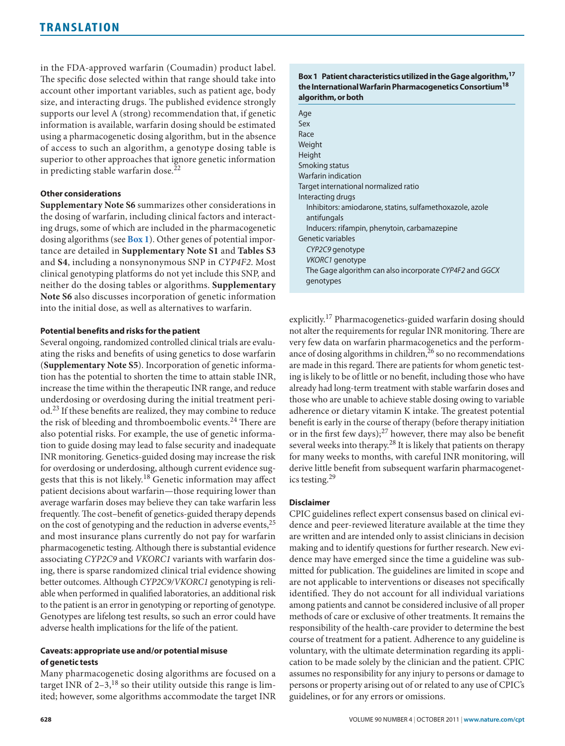in the FDA-approved warfarin (Coumadin) product label. The specific dose selected within that range should take into account other important variables, such as patient age, body size, and interacting drugs. The published evidence strongly supports our level A (strong) recommendation that, if genetic information is available, warfarin dosing should be estimated using a pharmacogenetic dosing algorithm, but in the absence of access to such an algorithm, a genotype dosing table is superior to other approaches that ignore genetic information in predicting stable warfarin dose.[22]

#### Other considerations

**Supplementary Note S6** summarizes other considerations in the dosing of warfarin, including clinical factors and interacting drugs, some of which are included in the pharmacogenetic dosing algorithms (see **Box 1**). Other genes of potential importance are detailed in **Supplementary Note S1** and **Tables S3** and **S4**, including a nonsynonymous SNP in *CYP4F2*. Most clinical genotyping platforms do not yet include this SNP, and neither do the dosing tables or algorithms. **Supplementary Note S6** also discusses incorporation of genetic information into the initial dose, as well as alternatives to warfarin.

#### Potential benefits and risks for the patient

Several ongoing, randomized controlled clinical trials are evaluating the risks and benefits of using genetics to dose warfarin (**Supplementary Note S5**). Incorporation of genetic information has the potential to shorten the time to attain stable INR, increase the time within the therapeutic INR range, and reduce underdosing or overdosing during the initial treatment period.[23] If these benefits are realized, they may combine to reduce the risk of bleeding and thromboembolic events.[24] There are also potential risks. For example, the use of genetic information to guide dosing may lead to false security and inadequate INR monitoring. Genetics-guided dosing may increase the risk for overdosing or underdosing, although current evidence suggests that this is not likely.[18] Genetic information may affect patient decisions about warfarin—those requiring lower than average warfarin doses may believe they can take warfarin less frequently. The cost–benefit of genetics-guided therapy depends on the cost of genotyping and the reduction in adverse events,[25] and most insurance plans currently do not pay for warfarin pharmacogenetic testing. Although there is substantial evidence associating *CYP2C9* and *VKORC1* variants with warfarin dosing, there is sparse randomized clinical trial evidence showing better outcomes. Although *CYP2C9/VKORC1* genotyping is reliable when performed in qualified laboratories, an additional risk to the patient is an error in genotyping or reporting of genotype. Genotypes are lifelong test results, so such an error could have adverse health implications for the life of the patient.

#### Caveats: appropriate use and/or potential misuse of genetic tests

Many pharmacogenetic dosing algorithms are focused on a target INR of 2–3,[18] so their utility outside this range is limited; however, some algorithms accommodate the target INR explicitly.[17] Pharmacogenetics-guided warfarin dosing should not alter the requirements for regular INR monitoring. There are very few data on warfarin pharmacogenetics and the performance of dosing algorithms in children,[26] so no recommendations are made in this regard. There are patients for whom genetic testing is likely to be of little or no benefit, including those who have already had long-term treatment with stable warfarin doses and those who are unable to achieve stable dosing owing to variable adherence or dietary vitamin K intake. The greatest potential benefit is early in the course of therapy (before therapy initiation or in the first few days);[27] however, there may also be benefit several weeks into therapy.[28] It is likely that patients on therapy for many weeks to months, with careful INR monitoring, will derive little benefit from subsequent warfarin pharmacogenetics testing.[29]

**Box 1 Patient characteristics utilized in the Gage algorithm,[17] the International Warfarin Pharmacogenetics Consortium[18] algorithm, or both**

- Age
- Sex
- Race
- Weight
- Height
- Smoking status
- Warfarin indication
- Target international normalized ratio
- Interacting drugs
  - Inhibitors: amiodarone, statins, sulfamethoxazole, azole antifungals
  - Inducers: rifampin, phenytoin, carbamazepine
- Genetic variables
  - *CYP2C9* genotype
  - *VKORC1* genotype
  - The Gage algorithm can also incorporate *CYP4F2* and *GGCX* genotypes

#### Disclaimer

CPIC guidelines reflect expert consensus based on clinical evidence and peer-reviewed literature available at the time they are written and are intended only to assist clinicians in decision making and to identify questions for further research. New evidence may have emerged since the time a guideline was submitted for publication. The guidelines are limited in scope and are not applicable to interventions or diseases not specifically identified. They do not account for all individual variations among patients and cannot be considered inclusive of all proper methods of care or exclusive of other treatments. It remains the responsibility of the health-care provider to determine the best course of treatment for a patient. Adherence to any guideline is voluntary, with the ultimate determination regarding its application to be made solely by the clinician and the patient. CPIC assumes no responsibility for any injury to persons or damage to persons or property arising out of or related to any use of CPIC's guidelines, or for any errors or omissions.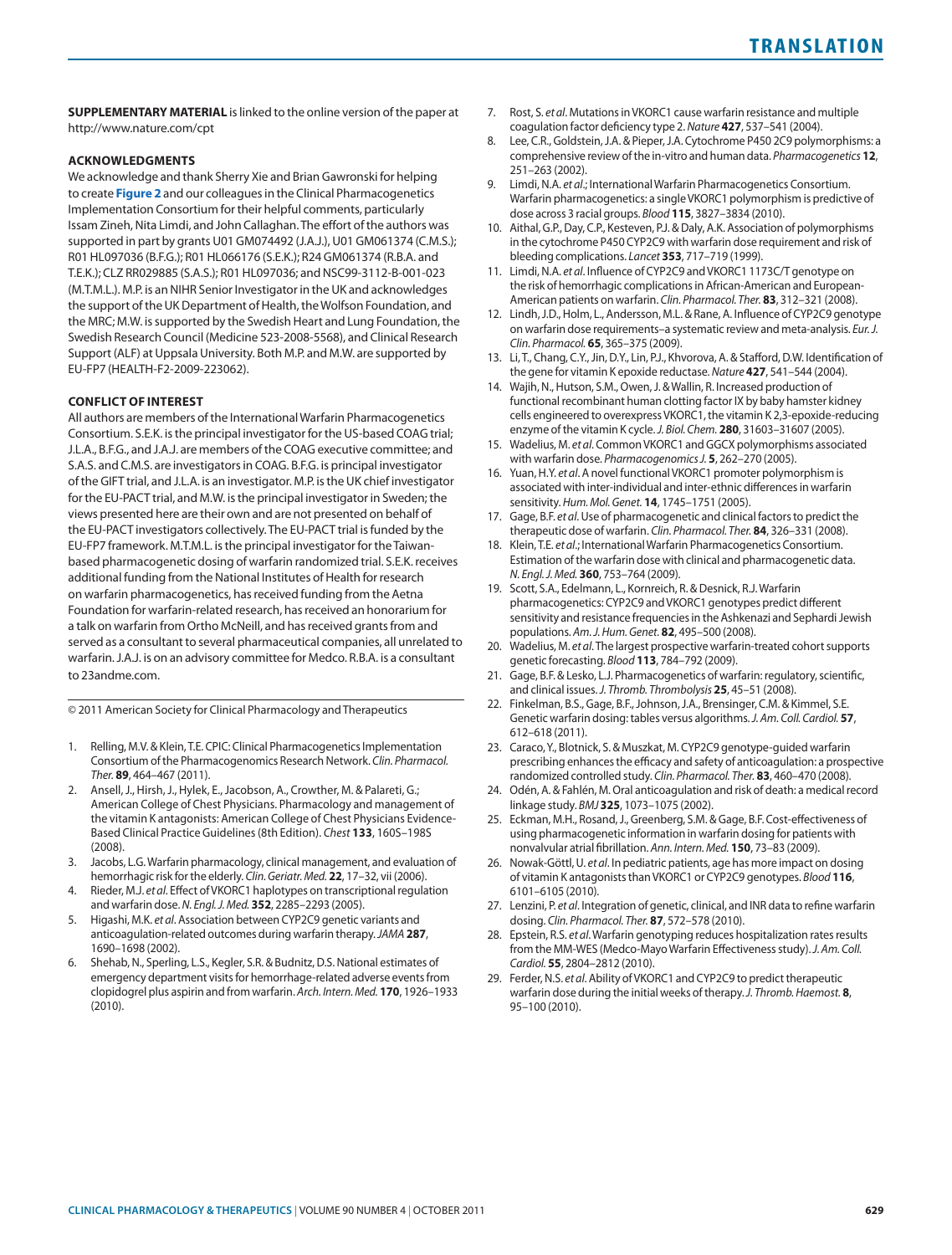**SUPPLEMENTARY MATERIAL** is linked to the online version of the paper at http://www.nature.com/cpt

**ACKNOWLEDGMENTS**

We acknowledge and thank Sherry Xie and Brian Gawronski for helping to create **Figure 2** and our colleagues in the Clinical Pharmacogenetics Implementation Consortium for their helpful comments, particularly Issam Zineh, Nita Limdi, and John Callaghan. The effort of the authors was supported in part by grants U01 GM074492 (J.A.J.), U01 GM061374 (C.M.S.); R01 HL097036 (B.F.G.); R01 HL066176 (S.E.K.); R24 GM061374 (R.B.A. and T.E.K.); CLZ RR029885 (S.A.S.); R01 HL097036; and NSC99-3112-B-001-023 (M.T.M.L.). M.P. is an NIHR Senior Investigator in the UK and acknowledges the support of the UK Department of Health, the Wolfson Foundation, and the MRC; M.W. is supported by the Swedish Heart and Lung Foundation, the Swedish Research Council (Medicine 523-2008-5568), and Clinical Research Support (ALF) at Uppsala University. Both M.P. and M.W. are supported by EU-FP7 (HEALTH-F2-2009-223062).

**CONFLICT OF INTEREST**

All authors are members of the International Warfarin Pharmacogenetics Consortium. S.E.K. is the principal investigator for the US-based COAG trial; J.L.A., B.F.G., and J.A.J. are members of the COAG executive committee; and S.A.S. and C.M.S. are investigators in COAG. B.F.G. is principal investigator of the GIFT trial, and J.L.A. is an investigator. M.P. is the UK chief investigator for the EU-PACT trial, and M.W. is the principal investigator in Sweden; the views presented here are their own and are not presented on behalf of the EU-PACT investigators collectively. The EU-PACT trial is funded by the EU-FP7 framework. M.T.M.L. is the principal investigator for the Taiwan-based pharmacogenetic dosing of warfarin randomized trial. S.E.K. receives additional funding from the National Institutes of Health for research on warfarin pharmacogenetics, has received funding from the Aetna Foundation for warfarin-related research, has received an honorarium for a talk on warfarin from Ortho McNeill, and has received grants from and served as a consultant to several pharmaceutical companies, all unrelated to warfarin. J.A.J. is on an advisory committee for Medco. R.B.A. is a consultant to 23andme.com.

© 2011 American Society for Clinical Pharmacology and Therapeutics

1. Relling, M.V. & Klein, T.E. CPIC: Clinical Pharmacogenetics Implementation Consortium of the Pharmacogenomics Research Network. *Clin. Pharmacol. Ther.* **89**, 464–467 (2011).
2. Ansell, J., Hirsh, J., Hylek, E., Jacobson, A., Crowther, M. & Palareti, G.; American College of Chest Physicians. Pharmacology and management of the vitamin K antagonists: American College of Chest Physicians Evidence-Based Clinical Practice Guidelines (8th Edition). *Chest* **133**, 160S–198S (2008).
3. Jacobs, L.G. Warfarin pharmacology, clinical management, and evaluation of hemorrhagic risk for the elderly. *Clin. Geriatr. Med.* **22**, 17–32, vii (2006).
4. Rieder, M.J. *et al*. Effect of VKORC1 haplotypes on transcriptional regulation and warfarin dose. *N. Engl. J. Med.* **352**, 2285–2293 (2005).
5. Higashi, M.K. *et al*. Association between CYP2C9 genetic variants and anticoagulation-related outcomes during warfarin therapy. *JAMA* **287**, 1690–1698 (2002).
6. Shehab, N., Sperling, L.S., Kegler, S.R. & Budnitz, D.S. National estimates of emergency department visits for hemorrhage-related adverse events from clopidogrel plus aspirin and from warfarin. *Arch. Intern. Med.* **170**, 1926–1933 (2010).
7. Rost, S. *et al*. Mutations in VKORC1 cause warfarin resistance and multiple coagulation factor deficiency type 2. *Nature* **427**, 537–541 (2004).
8. Lee, C.R., Goldstein, J.A. & Pieper, J.A. Cytochrome P450 2C9 polymorphisms: a comprehensive review of the in-vitro and human data. *Pharmacogenetics* **12**, 251–263 (2002).
9. Limdi, N.A. *et al*.; International Warfarin Pharmacogenetics Consortium. Warfarin pharmacogenetics: a single VKORC1 polymorphism is predictive of dose across 3 racial groups. *Blood* **115**, 3827–3834 (2010).
10. Aithal, G.P., Day, C.P., Kesteven, P.J. & Daly, A.K. Association of polymorphisms in the cytochrome P450 CYP2C9 with warfarin dose requirement and risk of bleeding complications. *Lancet* **353**, 717–719 (1999).
11. Limdi, N.A. *et al*. Influence of CYP2C9 and VKORC1 1173C/T genotype on the risk of hemorrhagic complications in African-American and European-American patients on warfarin. *Clin. Pharmacol. Ther.* **83**, 312–321 (2008).
12. Lindh, J.D., Holm, L., Andersson, M.L. & Rane, A. Influence of CYP2C9 genotype on warfarin dose requirements–a systematic review and meta-analysis. *Eur. J. Clin. Pharmacol.* **65**, 365–375 (2009).
13. Li, T., Chang, C.Y., Jin, D.Y., Lin, P.J., Khvorova, A. & Stafford, D.W. Identification of the gene for vitamin K epoxide reductase. *Nature* **427**, 541–544 (2004).
14. Wajih, N., Hutson, S.M., Owen, J. & Wallin, R. Increased production of functional recombinant human clotting factor IX by baby hamster kidney cells engineered to overexpress VKORC1, the vitamin K 2,3-epoxide-reducing enzyme of the vitamin K cycle. *J. Biol. Chem.* **280**, 31603–31607 (2005).
15. Wadelius, M. *et al*. Common VKORC1 and GGCX polymorphisms associated with warfarin dose. *Pharmacogenomics J.* **5**, 262–270 (2005).
16. Yuan, H.Y. *et al*. A novel functional VKORC1 promoter polymorphism is associated with inter-individual and inter-ethnic differences in warfarin sensitivity. *Hum. Mol. Genet.* **14**, 1745–1751 (2005).
17. Gage, B.F. *et al*. Use of pharmacogenetic and clinical factors to predict the therapeutic dose of warfarin. *Clin. Pharmacol. Ther.* **84**, 326–331 (2008).
18. Klein, T.E. *et al*.; International Warfarin Pharmacogenetics Consortium. Estimation of the warfarin dose with clinical and pharmacogenetic data. *N. Engl. J. Med.* **360**, 753–764 (2009).
19. Scott, S.A., Edelmann, L., Kornreich, R. & Desnick, R.J. Warfarin pharmacogenetics: CYP2C9 and VKORC1 genotypes predict different sensitivity and resistance frequencies in the Ashkenazi and Sephardi Jewish populations. *Am. J. Hum. Genet.* **82**, 495–500 (2008).
20. Wadelius, M. *et al*. The largest prospective warfarin-treated cohort supports genetic forecasting. *Blood* **113**, 784–792 (2009).
21. Gage, B.F. & Lesko, L.J. Pharmacogenetics of warfarin: regulatory, scientific, and clinical issues. *J. Thromb. Thrombolysis* **25**, 45–51 (2008).
22. Finkelman, B.S., Gage, B.F., Johnson, J.A., Brensinger, C.M. & Kimmel, S.E. Genetic warfarin dosing: tables versus algorithms. *J. Am. Coll. Cardiol.* **57**, 612–618 (2011).
23. Caraco, Y., Blotnick, S. & Muszkat, M. CYP2C9 genotype-guided warfarin prescribing enhances the efficacy and safety of anticoagulation: a prospective randomized controlled study. *Clin. Pharmacol. Ther.* **83**, 460–470 (2008).
24. Odén, A. & Fahlén, M. Oral anticoagulation and risk of death: a medical record linkage study. *BMJ* **325**, 1073–1075 (2002).
25. Eckman, M.H., Rosand, J., Greenberg, S.M. & Gage, B.F. Cost-effectiveness of using pharmacogenetic information in warfarin dosing for patients with nonvalvular atrial fibrillation. *Ann. Intern. Med.* **150**, 73–83 (2009).
26. Nowak-Göttl, U. *et al*. In pediatric patients, age has more impact on dosing of vitamin K antagonists than VKORC1 or CYP2C9 genotypes. *Blood* **116**, 6101–6105 (2010).
27. Lenzini, P. *et al*. Integration of genetic, clinical, and INR data to refine warfarin dosing. *Clin. Pharmacol. Ther.* **87**, 572–578 (2010).
28. Epstein, R.S. *et al*. Warfarin genotyping reduces hospitalization rates results from the MM-WES (Medco-Mayo Warfarin Effectiveness study). *J. Am. Coll. Cardiol.* **55**, 2804–2812 (2010).
29. Ferder, N.S. *et al*. Ability of VKORC1 and CYP2C9 to predict therapeutic warfarin dose during the initial weeks of therapy. *J. Thromb. Haemost.* **8**, 95–100 (2010).